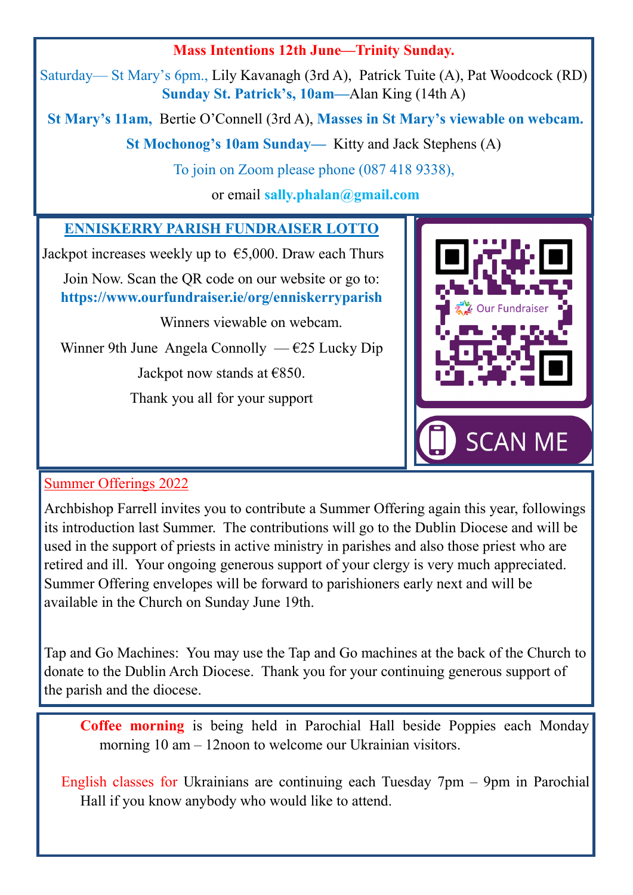**Mass Intentions 12th June—Trinity Sunday.**

Saturday— St Mary's 6pm., Lily Kavanagh (3rd A), Patrick Tuite (A), Pat Woodcock (RD)

**Sunday St. Patrick's, 10am**—Alan King (14th A)

**St Mary's 11am,** Bertie O'Connell (3rd A), **Masses in St Mary's viewable on webcam.**

**St Mochonog's 10am Sunday—** Kitty and Jack Stephens (A)

To join on Zoom please phone (087 418 9338),

or email **sally.phalan@gmail.com**

## ENNISKERRY PARISH FUNDRAISER LOTTO

Jackpot increases weekly up to €5,000. Draw each Thurs

Join Now. Scan the QR code on our website or go to: **https://www.ourfundraiser.ie/org/enniskerryparish**

Winners viewable on webcam.

Winner 9th June Angela Connolly — €25 Lucky Dip

Jackpot now stands at €850.

Thank you all for your support

Our Fundraiser

SCAN ME

## Summer Offerings 2022

Archbishop Farrell invites you to contribute a Summer Offering again this year, followings its introduction last Summer. The contributions will go to the Dublin Diocese and will be used in the support of priests in active ministry in parishes and also those priest who are retired and ill. Your ongoing generous support of your clergy is very much appreciated. Summer Offering envelopes will be forward to parishioners early next and will be available in the Church on Sunday June 19th.

Tap and Go Machines: You may use the Tap and Go machines at the back of the Church to donate to the Dublin Arch Diocese. Thank you for your continuing generous support of the parish and the diocese.

**Coffee morning** is being held in Parochial Hall beside Poppies each Monday morning 10 am – 12noon to welcome our Ukrainian visitors.

English classes for Ukrainians are continuing each Tuesday 7pm – 9pm in Parochial Hall if you know anybody who would like to attend.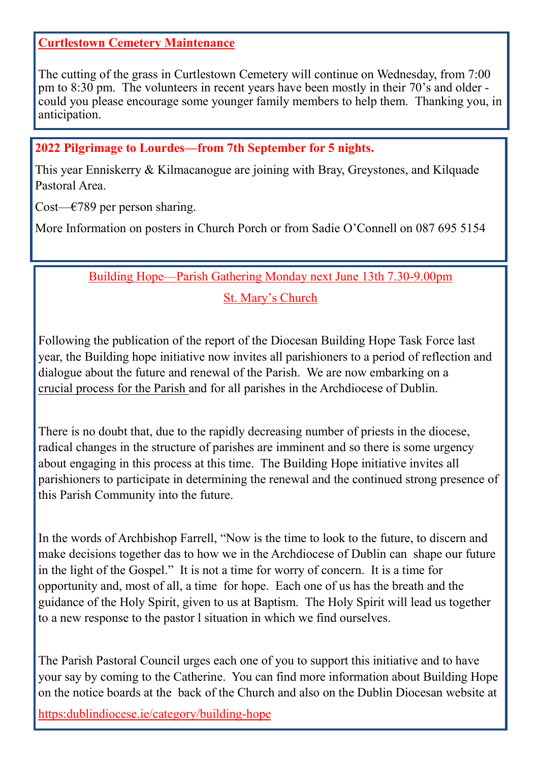**Curtlestown Cemetery Maintenance**

The cutting of the grass in Curtlestown Cemetery will continue on Wednesday, from 7:00 pm to 8:30 pm. The volunteers in recent years have been mostly in their 70's and older - could you please encourage some younger family members to help them. Thanking you, in anticipation.

**2022 Pilgrimage to Lourdes—from 7th September for 5 nights.**

This year Enniskerry & Kilmacanogue are joining with Bray, Greystones, and Kilquade Pastoral Area.

Cost—€789 per person sharing.

More Information on posters in Church Porch or from Sadie O'Connell on 087 695 5154

Building Hope—Parish Gathering Monday next June 13th 7.30-9.00pm

St. Mary's Church

Following the publication of the report of the Diocesan Building Hope Task Force last year, the Building hope initiative now invites all parishioners to a period of reflection and dialogue about the future and renewal of the Parish. We are now embarking on a crucial process for the Parish and for all parishes in the Archdiocese of Dublin.

There is no doubt that, due to the rapidly decreasing number of priests in the diocese, radical changes in the structure of parishes are imminent and so there is some urgency about engaging in this process at this time. The Building Hope initiative invites all parishioners to participate in determining the renewal and the continued strong presence of this Parish Community into the future.

In the words of Archbishop Farrell, "Now is the time to look to the future, to discern and make decisions together das to how we in the Archdiocese of Dublin can shape our future in the light of the Gospel." It is not a time for worry of concern. It is a time for opportunity and, most of all, a time for hope. Each one of us has the breath and the guidance of the Holy Spirit, given to us at Baptism. The Holy Spirit will lead us together to a new response to the pastor l situation in which we find ourselves.

The Parish Pastoral Council urges each one of you to support this initiative and to have your say by coming to the Catherine. You can find more information about Building Hope on the notice boards at the back of the Church and also on the Dublin Diocesan website at

https:dublindiocese.ie/category/building-hope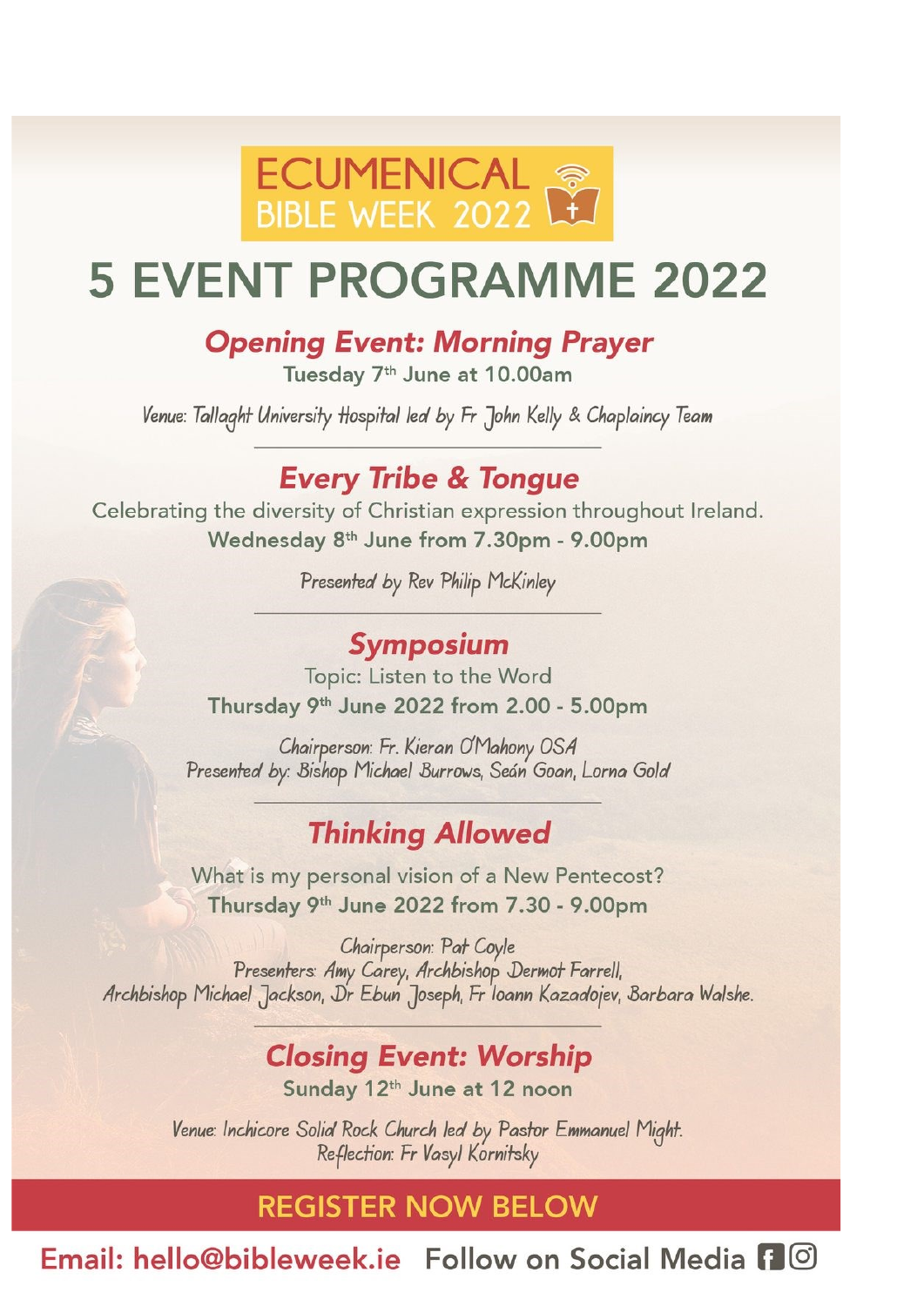ECUMENICAL BIBLE WEEK 2022

# 5 EVENT PROGRAMME 2022

## Opening Event: Morning Prayer

**Tuesday 7th June at 10.00am**

*Venue: Tallaght University Hospital led by Fr John Kelly & Chaplaincy Team*

---

## Every Tribe & Tongue

Celebrating the diversity of Christian expression throughout Ireland.

**Wednesday 8th June from 7.30pm - 9.00pm**

*Presented by Rev Philip McKinley*

---

## Symposium

Topic: Listen to the Word

**Thursday 9th June 2022 from 2.00 - 5.00pm**

*Chairperson: Fr. Kieran O'Mahony OSA*
*Presented by: Bishop Michael Burrows, Seán Goan, Lorna Gold*

---

## Thinking Allowed

What is my personal vision of a New Pentecost?

**Thursday 9th June 2022 from 7.30 - 9.00pm**

*Chairperson: Pat Coyle*
*Presenters: Amy Carey, Archbishop Dermot Farrell, Archbishop Michael Jackson, Dr Ebun Joseph, Fr Ioann Kazadojev, Barbara Walshe.*

---

## Closing Event: Worship

**Sunday 12th June at 12 noon**

*Venue: Inchicore Solid Rock Church led by Pastor Emmanuel Might.*
*Reflection: Fr Vasyl Kornitsky*

**REGISTER NOW BELOW**

**Email: hello@bibleweek.ie Follow on Social Media**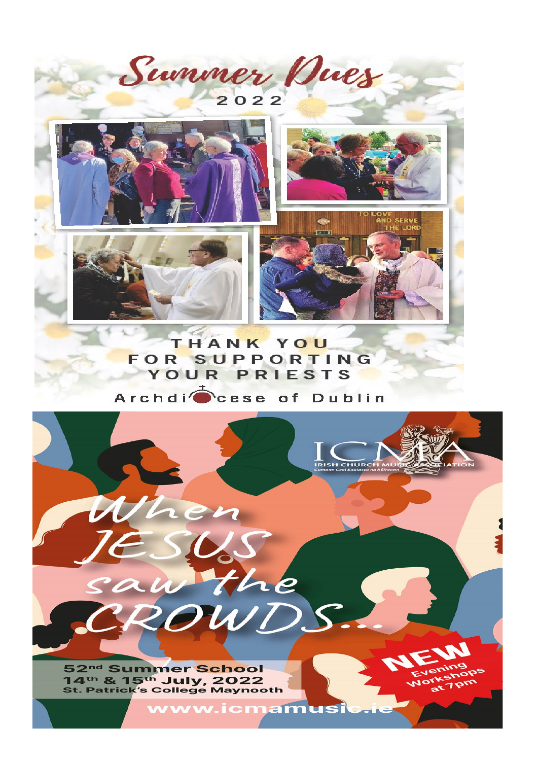# Summer Dues

2022

THANK YOU FOR SUPPORTING YOUR PRIESTS

Archdiocese of Dublin

ICMA

IRISH CHURCH MUSIC ASSOCIATION

Cumann Ceol Eaglasta na hÉireann

## When JESUS saw the CROWDS...

**52nd Summer School**
**14th & 15th July, 2022**
**St. Patrick's College Maynooth**

NEW Evening Workshops at 7pm

**www.icmamusic.ie**